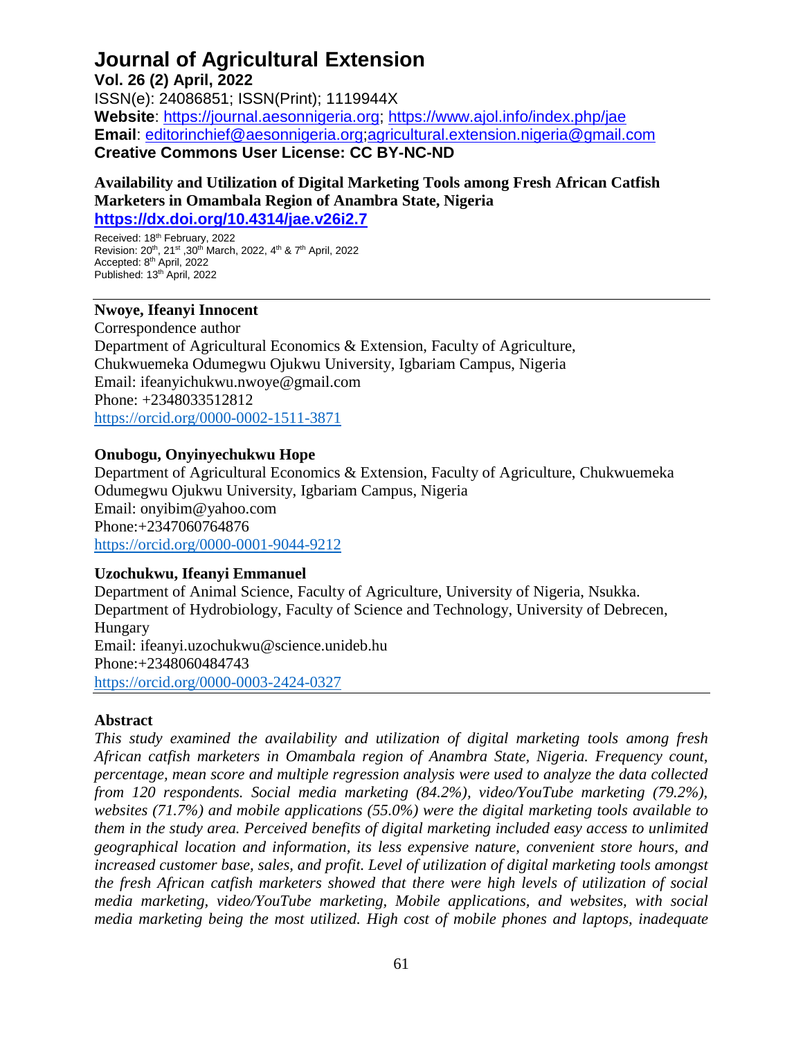# Journal of Agricultural Extension

**Vol. 26 (2) April, 2022**

ISSN(e): 24086851; ISSN(Print); 1119944X

**Website**: https://journal.aesonnigeria.org; https://www.ajol.info/index.php/jae

**Email**: editorinchief@aesonnigeria.org;agricultural.extension.nigeria@gmail.com

**Creative Commons User License: CC BY-NC-ND**

## Availability and Utilization of Digital Marketing Tools among Fresh African Catfish Marketers in Omambala Region of Anambra State, Nigeria

**https://dx.doi.org/10.4314/jae.v26i2.7**

Received: 18th February, 2022
Revision: 20th, 21st ,30th March, 2022, 4th & 7th April, 2022
Accepted: 8th April, 2022
Published: 13th April, 2022

---

**Nwoye, Ifeanyi Innocent**
Correspondence author
Department of Agricultural Economics & Extension, Faculty of Agriculture, Chukwuemeka Odumegwu Ojukwu University, Igbariam Campus, Nigeria
Email: ifeanyichukwu.nwoye@gmail.com
Phone: +2348033512812
https://orcid.org/0000-0002-1511-3871

**Onubogu, Onyinyechukwu Hope**
Department of Agricultural Economics & Extension, Faculty of Agriculture, Chukwuemeka Odumegwu Ojukwu University, Igbariam Campus, Nigeria
Email: onyibim@yahoo.com
Phone:+2347060764876
https://orcid.org/0000-0001-9044-9212

**Uzochukwu, Ifeanyi Emmanuel**
Department of Animal Science, Faculty of Agriculture, University of Nigeria, Nsukka.
Department of Hydrobiology, Faculty of Science and Technology, University of Debrecen, Hungary
Email: ifeanyi.uzochukwu@science.unideb.hu
Phone:+2348060484743
https://orcid.org/0000-0003-2424-0327

---

### Abstract

*This study examined the availability and utilization of digital marketing tools among fresh African catfish marketers in Omambala region of Anambra State, Nigeria. Frequency count, percentage, mean score and multiple regression analysis were used to analyze the data collected from 120 respondents. Social media marketing (84.2%), video/YouTube marketing (79.2%), websites (71.7%) and mobile applications (55.0%) were the digital marketing tools available to them in the study area. Perceived benefits of digital marketing included easy access to unlimited geographical location and information, its less expensive nature, convenient store hours, and increased customer base, sales, and profit. Level of utilization of digital marketing tools amongst the fresh African catfish marketers showed that there were high levels of utilization of social media marketing, video/YouTube marketing, Mobile applications, and websites, with social media marketing being the most utilized. High cost of mobile phones and laptops, inadequate*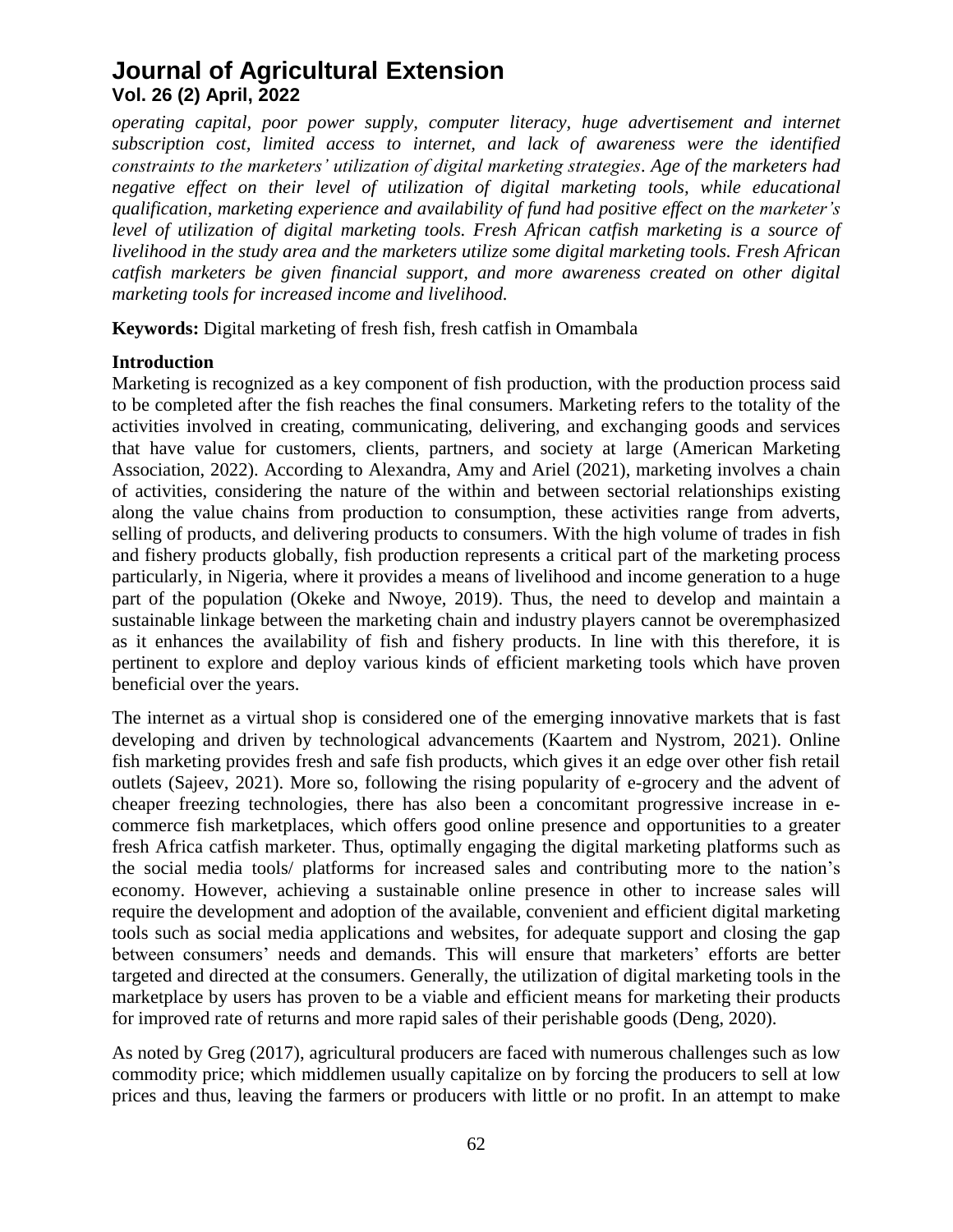*operating capital, poor power supply, computer literacy, huge advertisement and internet subscription cost, limited access to internet, and lack of awareness were the identified constraints to the marketers' utilization of digital marketing strategies. Age of the marketers had negative effect on their level of utilization of digital marketing tools, while educational qualification, marketing experience and availability of fund had positive effect on the marketer's level of utilization of digital marketing tools. Fresh African catfish marketing is a source of livelihood in the study area and the marketers utilize some digital marketing tools. Fresh African catfish marketers be given financial support, and more awareness created on other digital marketing tools for increased income and livelihood.*

**Keywords:** Digital marketing of fresh fish, fresh catfish in Omambala

## Introduction

Marketing is recognized as a key component of fish production, with the production process said to be completed after the fish reaches the final consumers. Marketing refers to the totality of the activities involved in creating, communicating, delivering, and exchanging goods and services that have value for customers, clients, partners, and society at large (American Marketing Association, 2022). According to Alexandra, Amy and Ariel (2021), marketing involves a chain of activities, considering the nature of the within and between sectorial relationships existing along the value chains from production to consumption, these activities range from adverts, selling of products, and delivering products to consumers. With the high volume of trades in fish and fishery products globally, fish production represents a critical part of the marketing process particularly, in Nigeria, where it provides a means of livelihood and income generation to a huge part of the population (Okeke and Nwoye, 2019). Thus, the need to develop and maintain a sustainable linkage between the marketing chain and industry players cannot be overemphasized as it enhances the availability of fish and fishery products. In line with this therefore, it is pertinent to explore and deploy various kinds of efficient marketing tools which have proven beneficial over the years.

The internet as a virtual shop is considered one of the emerging innovative markets that is fast developing and driven by technological advancements (Kaartem and Nystrom, 2021). Online fish marketing provides fresh and safe fish products, which gives it an edge over other fish retail outlets (Sajeev, 2021). More so, following the rising popularity of e-grocery and the advent of cheaper freezing technologies, there has also been a concomitant progressive increase in e-commerce fish marketplaces, which offers good online presence and opportunities to a greater fresh Africa catfish marketer. Thus, optimally engaging the digital marketing platforms such as the social media tools/ platforms for increased sales and contributing more to the nation's economy. However, achieving a sustainable online presence in other to increase sales will require the development and adoption of the available, convenient and efficient digital marketing tools such as social media applications and websites, for adequate support and closing the gap between consumers' needs and demands. This will ensure that marketers' efforts are better targeted and directed at the consumers. Generally, the utilization of digital marketing tools in the marketplace by users has proven to be a viable and efficient means for marketing their products for improved rate of returns and more rapid sales of their perishable goods (Deng, 2020).

As noted by Greg (2017), agricultural producers are faced with numerous challenges such as low commodity price; which middlemen usually capitalize on by forcing the producers to sell at low prices and thus, leaving the farmers or producers with little or no profit. In an attempt to make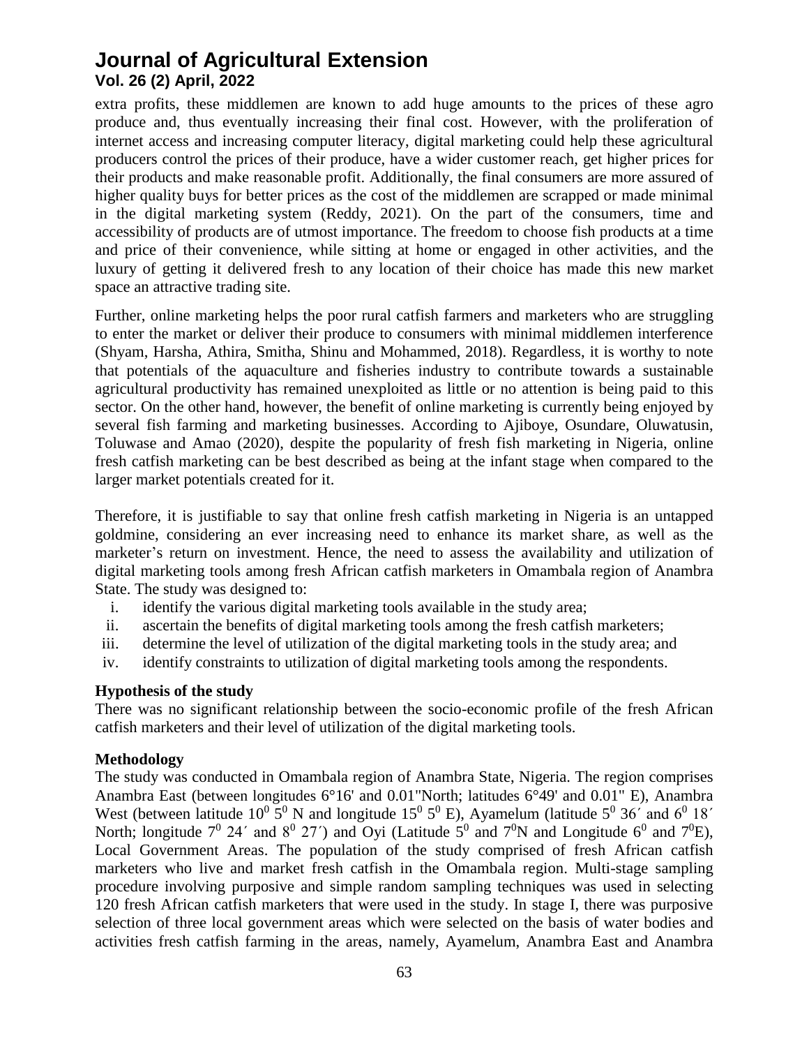extra profits, these middlemen are known to add huge amounts to the prices of these agro produce and, thus eventually increasing their final cost. However, with the proliferation of internet access and increasing computer literacy, digital marketing could help these agricultural producers control the prices of their produce, have a wider customer reach, get higher prices for their products and make reasonable profit. Additionally, the final consumers are more assured of higher quality buys for better prices as the cost of the middlemen are scrapped or made minimal in the digital marketing system (Reddy, 2021). On the part of the consumers, time and accessibility of products are of utmost importance. The freedom to choose fish products at a time and price of their convenience, while sitting at home or engaged in other activities, and the luxury of getting it delivered fresh to any location of their choice has made this new market space an attractive trading site.

Further, online marketing helps the poor rural catfish farmers and marketers who are struggling to enter the market or deliver their produce to consumers with minimal middlemen interference (Shyam, Harsha, Athira, Smitha, Shinu and Mohammed, 2018). Regardless, it is worthy to note that potentials of the aquaculture and fisheries industry to contribute towards a sustainable agricultural productivity has remained unexploited as little or no attention is being paid to this sector. On the other hand, however, the benefit of online marketing is currently being enjoyed by several fish farming and marketing businesses. According to Ajiboye, Osundare, Oluwatusin, Toluwase and Amao (2020), despite the popularity of fresh fish marketing in Nigeria, online fresh catfish marketing can be best described as being at the infant stage when compared to the larger market potentials created for it.

Therefore, it is justifiable to say that online fresh catfish marketing in Nigeria is an untapped goldmine, considering an ever increasing need to enhance its market share, as well as the marketer's return on investment. Hence, the need to assess the availability and utilization of digital marketing tools among fresh African catfish marketers in Omambala region of Anambra State. The study was designed to:

i. identify the various digital marketing tools available in the study area;
ii. ascertain the benefits of digital marketing tools among the fresh catfish marketers;
iii. determine the level of utilization of the digital marketing tools in the study area; and
iv. identify constraints to utilization of digital marketing tools among the respondents.

**Hypothesis of the study**

There was no significant relationship between the socio-economic profile of the fresh African catfish marketers and their level of utilization of the digital marketing tools.

**Methodology**

The study was conducted in Omambala region of Anambra State, Nigeria. The region comprises Anambra East (between longitudes 6°16' and 0.01"North; latitudes 6°49' and 0.01" E), Anambra West (between latitude $10^0\ 5^0$ N and longitude $15^0\ 5^0$ E), Ayamelum (latitude $5^0$ 36´ and $6^0$ 18´ North; longitude $7^0$ 24´ and $8^0$ 27´) and Oyi (Latitude $5^0$ and $7^0$N and Longitude $6^0$ and $7^0$E), Local Government Areas. The population of the study comprised of fresh African catfish marketers who live and market fresh catfish in the Omambala region. Multi-stage sampling procedure involving purposive and simple random sampling techniques was used in selecting 120 fresh African catfish marketers that were used in the study. In stage I, there was purposive selection of three local government areas which were selected on the basis of water bodies and activities fresh catfish farming in the areas, namely, Ayamelum, Anambra East and Anambra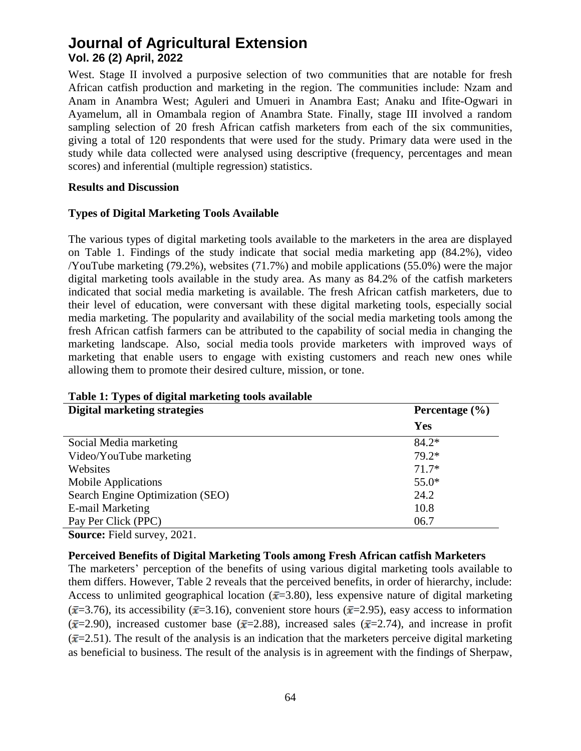West. Stage II involved a purposive selection of two communities that are notable for fresh African catfish production and marketing in the region. The communities include: Nzam and Anam in Anambra West; Aguleri and Umueri in Anambra East; Anaku and Ifite-Ogwari in Ayamelum, all in Omambala region of Anambra State. Finally, stage III involved a random sampling selection of 20 fresh African catfish marketers from each of the six communities, giving a total of 120 respondents that were used for the study. Primary data were used in the study while data collected were analysed using descriptive (frequency, percentages and mean scores) and inferential (multiple regression) statistics.

## Results and Discussion

### Types of Digital Marketing Tools Available

The various types of digital marketing tools available to the marketers in the area are displayed on Table 1. Findings of the study indicate that social media marketing app (84.2%), video /YouTube marketing (79.2%), websites (71.7%) and mobile applications (55.0%) were the major digital marketing tools available in the study area. As many as 84.2% of the catfish marketers indicated that social media marketing is available. The fresh African catfish marketers, due to their level of education, were conversant with these digital marketing tools, especially social media marketing. The popularity and availability of the social media marketing tools among the fresh African catfish farmers can be attributed to the capability of social media in changing the marketing landscape. Also, social media tools provide marketers with improved ways of marketing that enable users to engage with existing customers and reach new ones while allowing them to promote their desired culture, mission, or tone.

**Table 1: Types of digital marketing tools available**

| Digital marketing strategies | Percentage (%) |
|---|---|
| | Yes |
| Social Media marketing | 84.2* |
| Video/YouTube marketing | 79.2* |
| Websites | 71.7* |
| Mobile Applications | 55.0* |
| Search Engine Optimization (SEO) | 24.2 |
| E-mail Marketing | 10.8 |
| Pay Per Click (PPC) | 06.7 |

**Source:** Field survey, 2021.

### Perceived Benefits of Digital Marketing Tools among Fresh African catfish Marketers

The marketers' perception of the benefits of using various digital marketing tools available to them differs. However, Table 2 reveals that the perceived benefits, in order of hierarchy, include: Access to unlimited geographical location ($\bar{x}$=3.80), less expensive nature of digital marketing ($\bar{x}$=3.76), its accessibility ($\bar{x}$=3.16), convenient store hours ($\bar{x}$=2.95), easy access to information ($\bar{x}$=2.90), increased customer base ($\bar{x}$=2.88), increased sales ($\bar{x}$=2.74), and increase in profit ($\bar{x}$=2.51). The result of the analysis is an indication that the marketers perceive digital marketing as beneficial to business. The result of the analysis is in agreement with the findings of Sherpaw,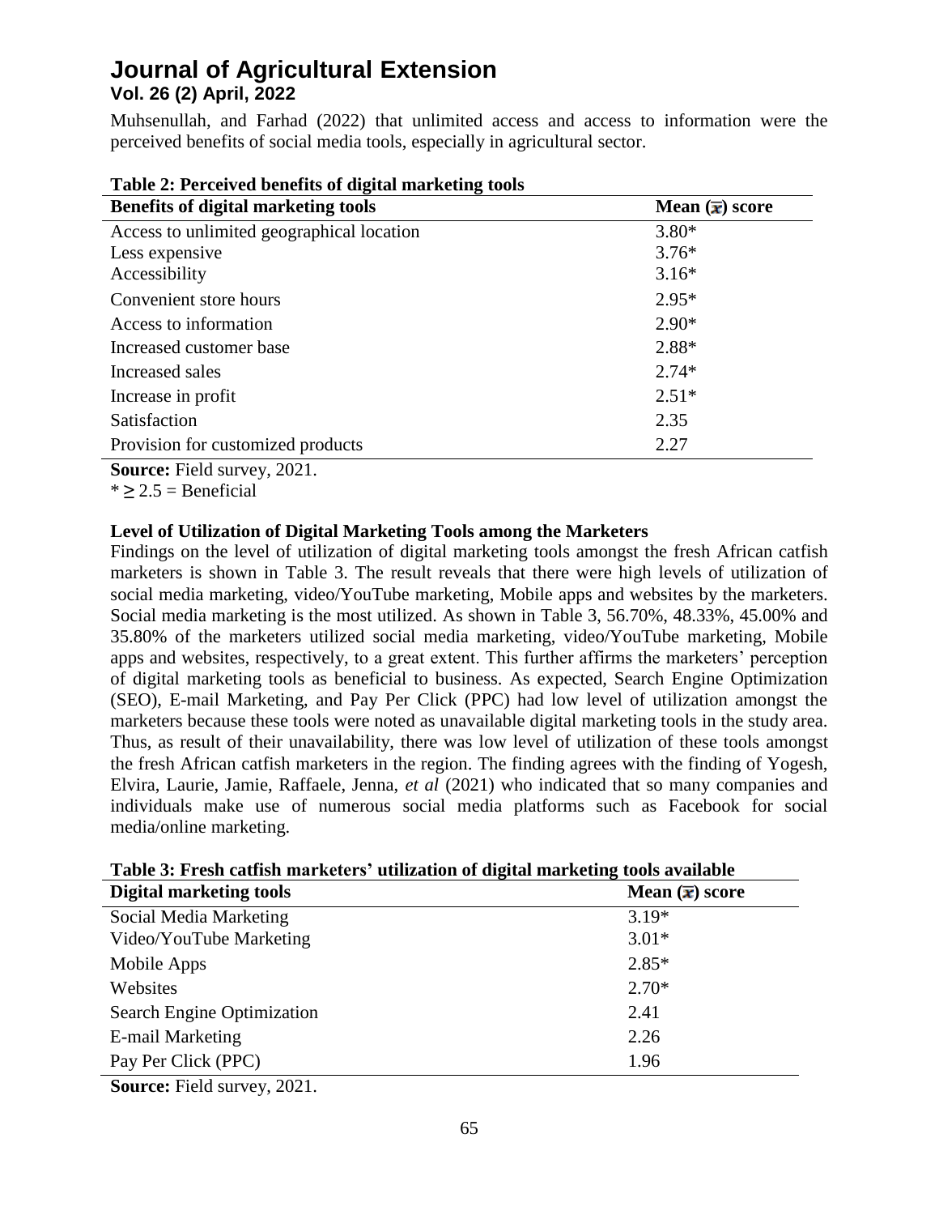Muhsenullah, and Farhad (2022) that unlimited access and access to information were the perceived benefits of social media tools, especially in agricultural sector.

**Table 2: Perceived benefits of digital marketing tools**

| Benefits of digital marketing tools | Mean ($\bar{x}$) score |
| --- | --- |
| Access to unlimited geographical location | 3.80* |
| Less expensive | 3.76* |
| Accessibility | 3.16* |
| Convenient store hours | 2.95* |
| Access to information | 2.90* |
| Increased customer base | 2.88* |
| Increased sales | 2.74* |
| Increase in profit | 2.51* |
| Satisfaction | 2.35 |
| Provision for customized products | 2.27 |

**Source:** Field survey, 2021.

* $\geq 2.5$ = Beneficial

**Level of Utilization of Digital Marketing Tools among the Marketers**

Findings on the level of utilization of digital marketing tools amongst the fresh African catfish marketers is shown in Table 3. The result reveals that there were high levels of utilization of social media marketing, video/YouTube marketing, Mobile apps and websites by the marketers. Social media marketing is the most utilized. As shown in Table 3, 56.70%, 48.33%, 45.00% and 35.80% of the marketers utilized social media marketing, video/YouTube marketing, Mobile apps and websites, respectively, to a great extent. This further affirms the marketers' perception of digital marketing tools as beneficial to business. As expected, Search Engine Optimization (SEO), E-mail Marketing, and Pay Per Click (PPC) had low level of utilization amongst the marketers because these tools were noted as unavailable digital marketing tools in the study area. Thus, as result of their unavailability, there was low level of utilization of these tools amongst the fresh African catfish marketers in the region. The finding agrees with the finding of Yogesh, Elvira, Laurie, Jamie, Raffaele, Jenna, *et al* (2021) who indicated that so many companies and individuals make use of numerous social media platforms such as Facebook for social media/online marketing.

**Table 3: Fresh catfish marketers' utilization of digital marketing tools available**

| Digital marketing tools | Mean ($\bar{x}$) score |
| --- | --- |
| Social Media Marketing | 3.19* |
| Video/YouTube Marketing | 3.01* |
| Mobile Apps | 2.85* |
| Websites | 2.70* |
| Search Engine Optimization | 2.41 |
| E-mail Marketing | 2.26 |
| Pay Per Click (PPC) | 1.96 |

**Source:** Field survey, 2021.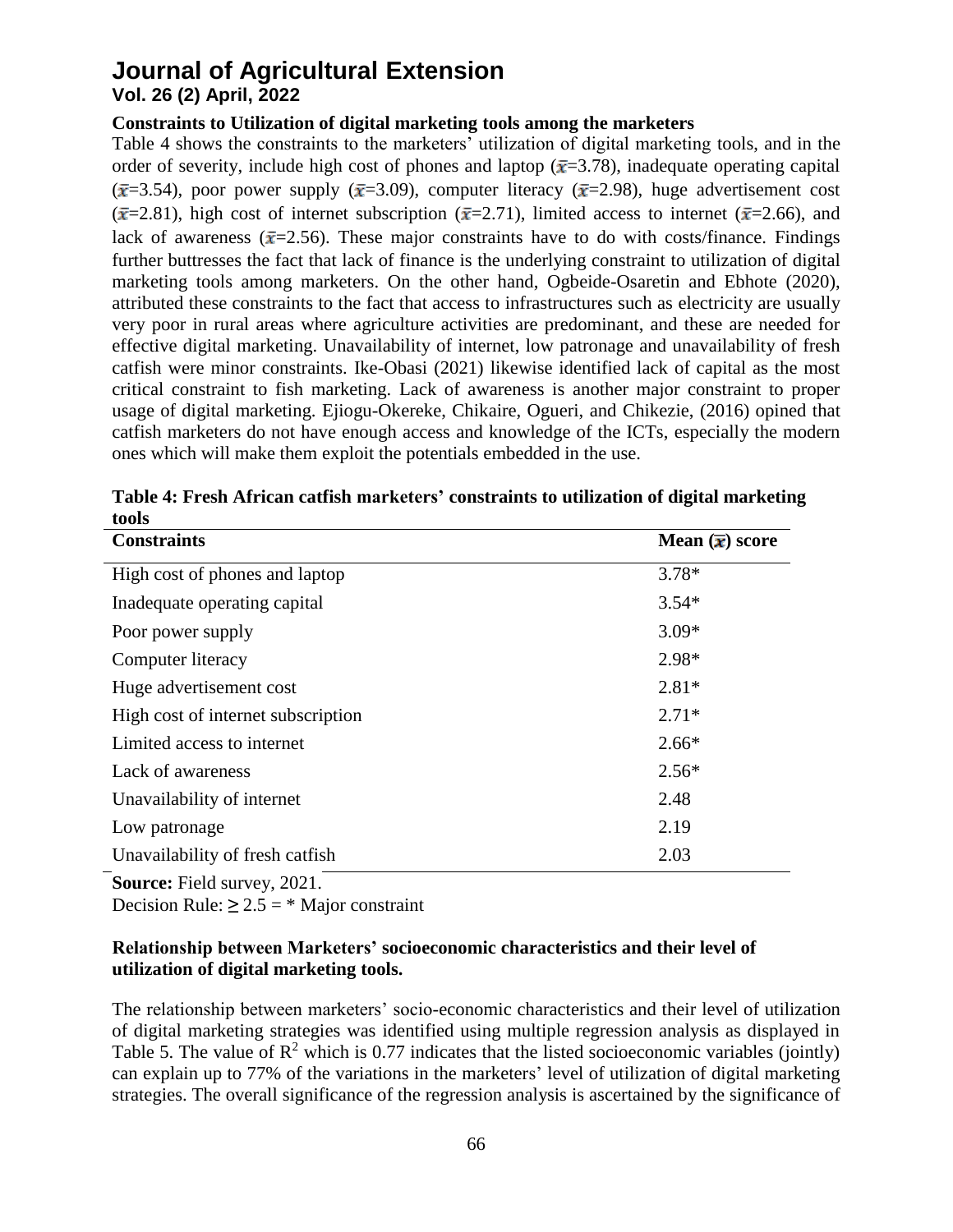### Constraints to Utilization of digital marketing tools among the marketers

Table 4 shows the constraints to the marketers' utilization of digital marketing tools, and in the order of severity, include high cost of phones and laptop ($\bar{x}$=3.78), inadequate operating capital ($\bar{x}$=3.54), poor power supply ($\bar{x}$=3.09), computer literacy ($\bar{x}$=2.98), huge advertisement cost ($\bar{x}$=2.81), high cost of internet subscription ($\bar{x}$=2.71), limited access to internet ($\bar{x}$=2.66), and lack of awareness ($\bar{x}$=2.56). These major constraints have to do with costs/finance. Findings further buttresses the fact that lack of finance is the underlying constraint to utilization of digital marketing tools among marketers. On the other hand, Ogbeide-Osaretin and Ebhote (2020), attributed these constraints to the fact that access to infrastructures such as electricity are usually very poor in rural areas where agriculture activities are predominant, and these are needed for effective digital marketing. Unavailability of internet, low patronage and unavailability of fresh catfish were minor constraints. Ike-Obasi (2021) likewise identified lack of capital as the most critical constraint to fish marketing. Lack of awareness is another major constraint to proper usage of digital marketing. Ejiogu-Okereke, Chikaire, Ogueri, and Chikezie, (2016) opined that catfish marketers do not have enough access and knowledge of the ICTs, especially the modern ones which will make them exploit the potentials embedded in the use.

**Table 4: Fresh African catfish marketers' constraints to utilization of digital marketing tools**

| Constraints | Mean ($\bar{x}$) score |
|---|---|
| High cost of phones and laptop | 3.78* |
| Inadequate operating capital | 3.54* |
| Poor power supply | 3.09* |
| Computer literacy | 2.98* |
| Huge advertisement cost | 2.81* |
| High cost of internet subscription | 2.71* |
| Limited access to internet | 2.66* |
| Lack of awareness | 2.56* |
| Unavailability of internet | 2.48 |
| Low patronage | 2.19 |
| Unavailability of fresh catfish | 2.03 |

**Source:** Field survey, 2021.
Decision Rule: ≥ 2.5 = * Major constraint

### Relationship between Marketers' socioeconomic characteristics and their level of utilization of digital marketing tools.

The relationship between marketers' socio-economic characteristics and their level of utilization of digital marketing strategies was identified using multiple regression analysis as displayed in Table 5. The value of $R^2$ which is 0.77 indicates that the listed socioeconomic variables (jointly) can explain up to 77% of the variations in the marketers' level of utilization of digital marketing strategies. The overall significance of the regression analysis is ascertained by the significance of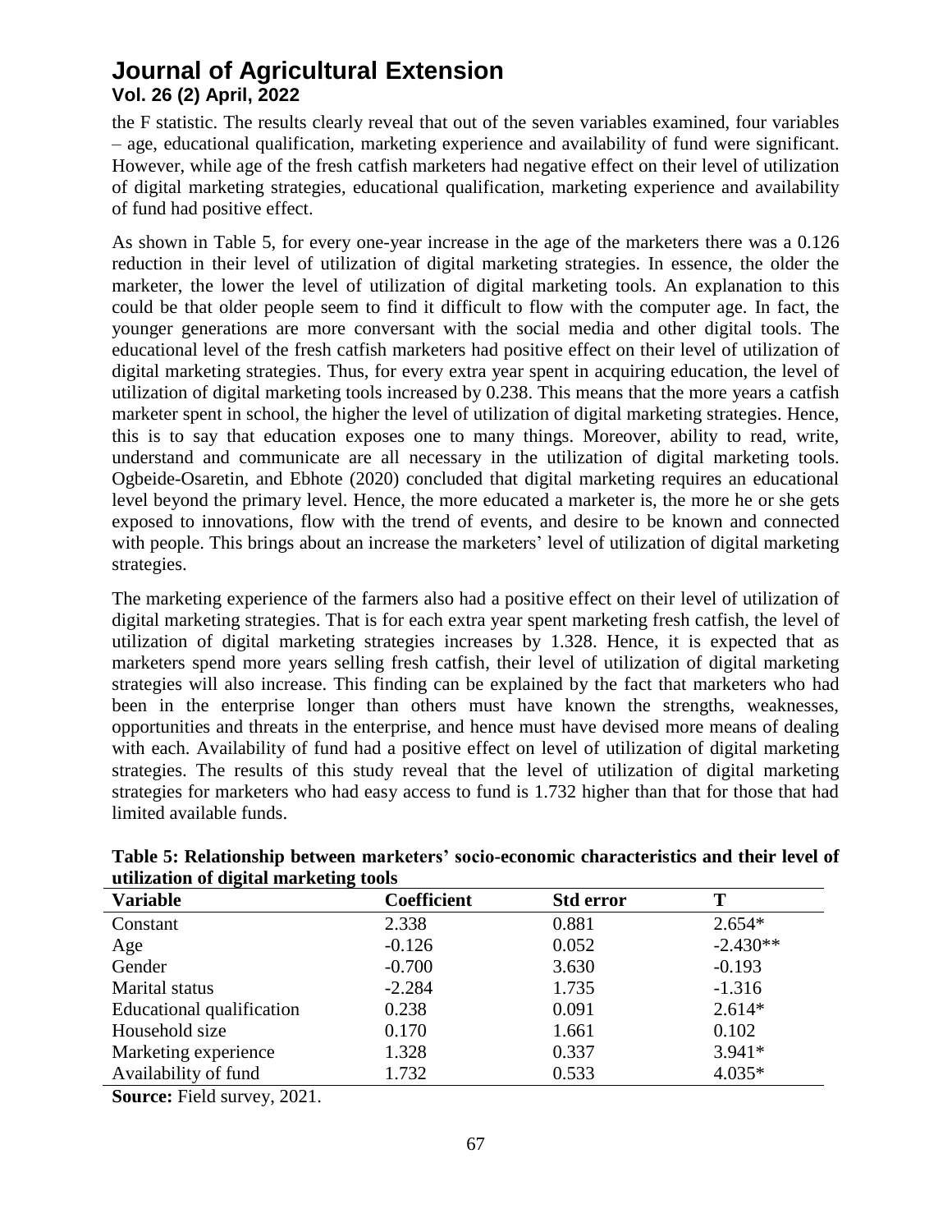the F statistic. The results clearly reveal that out of the seven variables examined, four variables – age, educational qualification, marketing experience and availability of fund were significant. However, while age of the fresh catfish marketers had negative effect on their level of utilization of digital marketing strategies, educational qualification, marketing experience and availability of fund had positive effect.

As shown in Table 5, for every one-year increase in the age of the marketers there was a 0.126 reduction in their level of utilization of digital marketing strategies. In essence, the older the marketer, the lower the level of utilization of digital marketing tools. An explanation to this could be that older people seem to find it difficult to flow with the computer age. In fact, the younger generations are more conversant with the social media and other digital tools. The educational level of the fresh catfish marketers had positive effect on their level of utilization of digital marketing strategies. Thus, for every extra year spent in acquiring education, the level of utilization of digital marketing tools increased by 0.238. This means that the more years a catfish marketer spent in school, the higher the level of utilization of digital marketing strategies. Hence, this is to say that education exposes one to many things. Moreover, ability to read, write, understand and communicate are all necessary in the utilization of digital marketing tools. Ogbeide-Osaretin, and Ebhote (2020) concluded that digital marketing requires an educational level beyond the primary level. Hence, the more educated a marketer is, the more he or she gets exposed to innovations, flow with the trend of events, and desire to be known and connected with people. This brings about an increase the marketers' level of utilization of digital marketing strategies.

The marketing experience of the farmers also had a positive effect on their level of utilization of digital marketing strategies. That is for each extra year spent marketing fresh catfish, the level of utilization of digital marketing strategies increases by 1.328. Hence, it is expected that as marketers spend more years selling fresh catfish, their level of utilization of digital marketing strategies will also increase. This finding can be explained by the fact that marketers who had been in the enterprise longer than others must have known the strengths, weaknesses, opportunities and threats in the enterprise, and hence must have devised more means of dealing with each. Availability of fund had a positive effect on level of utilization of digital marketing strategies. The results of this study reveal that the level of utilization of digital marketing strategies for marketers who had easy access to fund is 1.732 higher than that for those that had limited available funds.

**Table 5: Relationship between marketers' socio-economic characteristics and their level of utilization of digital marketing tools**

| Variable | Coefficient | Std error | T |
|---|---|---|---|
| Constant | 2.338 | 0.881 | 2.654* |
| Age | -0.126 | 0.052 | -2.430** |
| Gender | -0.700 | 3.630 | -0.193 |
| Marital status | -2.284 | 1.735 | -1.316 |
| Educational qualification | 0.238 | 0.091 | 2.614* |
| Household size | 0.170 | 1.661 | 0.102 |
| Marketing experience | 1.328 | 0.337 | 3.941* |
| Availability of fund | 1.732 | 0.533 | 4.035* |

**Source:** Field survey, 2021.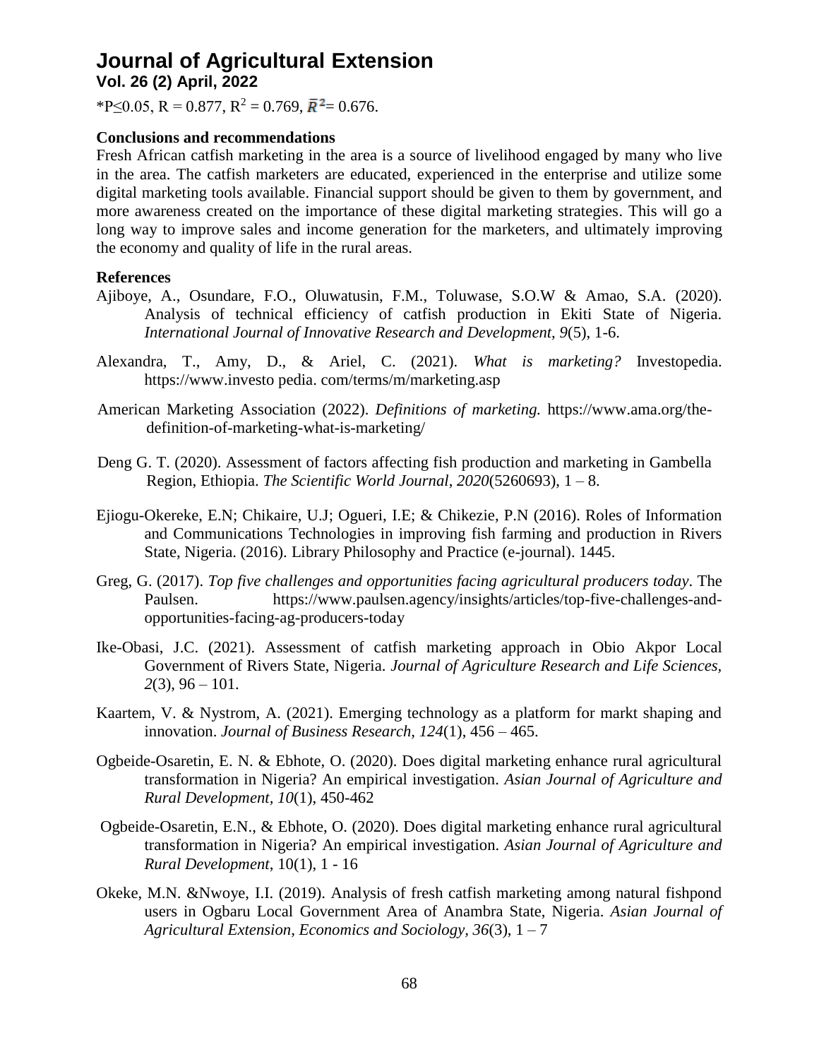*$P \leq 0.05$, $R = 0.877$, $R^2 = 0.769$, $\bar{R}^2 = 0.676$.

**Conclusions and recommendations**

Fresh African catfish marketing in the area is a source of livelihood engaged by many who live in the area. The catfish marketers are educated, experienced in the enterprise and utilize some digital marketing tools available. Financial support should be given to them by government, and more awareness created on the importance of these digital marketing strategies. This will go a long way to improve sales and income generation for the marketers, and ultimately improving the economy and quality of life in the rural areas.

**References**

Ajiboye, A., Osundare, F.O., Oluwatusin, F.M., Toluwase, S.O.W & Amao, S.A. (2020). Analysis of technical efficiency of catfish production in Ekiti State of Nigeria. *International Journal of Innovative Research and Development, 9*(5), 1-6.

Alexandra, T., Amy, D., & Ariel, C. (2021). *What is marketing?* Investopedia. https://www.investo pedia. com/terms/m/marketing.asp

American Marketing Association (2022). *Definitions of marketing.* https://www.ama.org/the-definition-of-marketing-what-is-marketing/

Deng G. T. (2020). Assessment of factors affecting fish production and marketing in Gambella Region, Ethiopia. *The Scientific World Journal, 2020*(5260693), 1 – 8.

Ejiogu-Okereke, E.N; Chikaire, U.J; Ogueri, I.E; & Chikezie, P.N (2016). Roles of Information and Communications Technologies in improving fish farming and production in Rivers State, Nigeria. (2016). Library Philosophy and Practice (e-journal). 1445.

Greg, G. (2017). *Top five challenges and opportunities facing agricultural producers today*. The Paulsen. https://www.paulsen.agency/insights/articles/top-five-challenges-and-opportunities-facing-ag-producers-today

Ike-Obasi, J.C. (2021). Assessment of catfish marketing approach in Obio Akpor Local Government of Rivers State, Nigeria. *Journal of Agriculture Research and Life Sciences, 2*(3), 96 – 101.

Kaartem, V. & Nystrom, A. (2021). Emerging technology as a platform for markt shaping and innovation. *Journal of Business Research, 124*(1), 456 – 465.

Ogbeide-Osaretin, E. N. & Ebhote, O. (2020). Does digital marketing enhance rural agricultural transformation in Nigeria? An empirical investigation. *Asian Journal of Agriculture and Rural Development, 10*(1), 450-462

Ogbeide-Osaretin, E.N., & Ebhote, O. (2020). Does digital marketing enhance rural agricultural transformation in Nigeria? An empirical investigation. *Asian Journal of Agriculture and Rural Development*, 10(1), 1 - 16

Okeke, M.N. &Nwoye, I.I. (2019). Analysis of fresh catfish marketing among natural fishpond users in Ogbaru Local Government Area of Anambra State, Nigeria. *Asian Journal of Agricultural Extension, Economics and Sociology, 36*(3), 1 – 7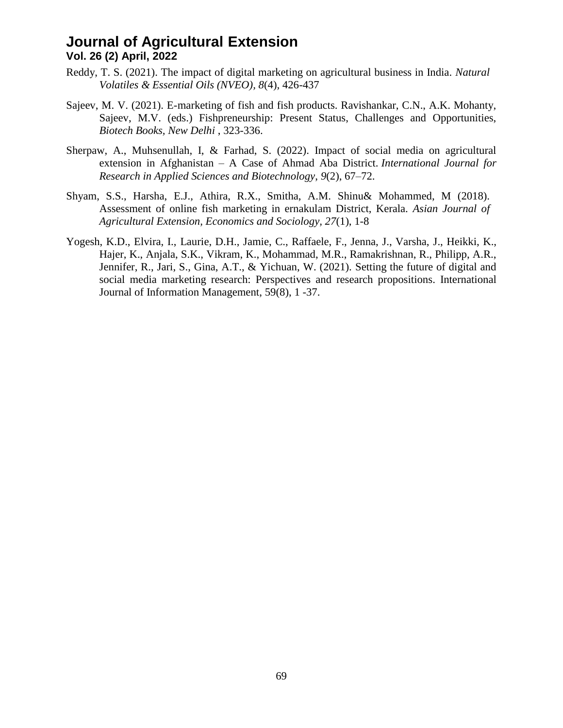Reddy, T. S. (2021). The impact of digital marketing on agricultural business in India. *Natural Volatiles & Essential Oils (NVEO), 8*(4), 426-437

Sajeev, M. V. (2021). E-marketing of fish and fish products. Ravishankar, C.N., A.K. Mohanty, Sajeev, M.V. (eds.) Fishpreneurship: Present Status, Challenges and Opportunities, *Biotech Books, New Delhi* , 323-336.

Sherpaw, A., Muhsenullah, I, & Farhad, S. (2022). Impact of social media on agricultural extension in Afghanistan – A Case of Ahmad Aba District. *International Journal for Research in Applied Sciences and Biotechnology*, *9*(2), 67–72.

Shyam, S.S., Harsha, E.J., Athira, R.X., Smitha, A.M. Shinu& Mohammed, M (2018). Assessment of online fish marketing in ernakulam District, Kerala. *Asian Journal of Agricultural Extension, Economics and Sociology, 27*(1), 1-8

Yogesh, K.D., Elvira, I., Laurie, D.H., Jamie, C., Raffaele, F., Jenna, J., Varsha, J., Heikki, K., Hajer, K., Anjala, S.K., Vikram, K., Mohammad, M.R., Ramakrishnan, R., Philipp, A.R., Jennifer, R., Jari, S., Gina, A.T., & Yichuan, W. (2021). Setting the future of digital and social media marketing research: Perspectives and research propositions. International Journal of Information Management, 59(8), 1 -37.